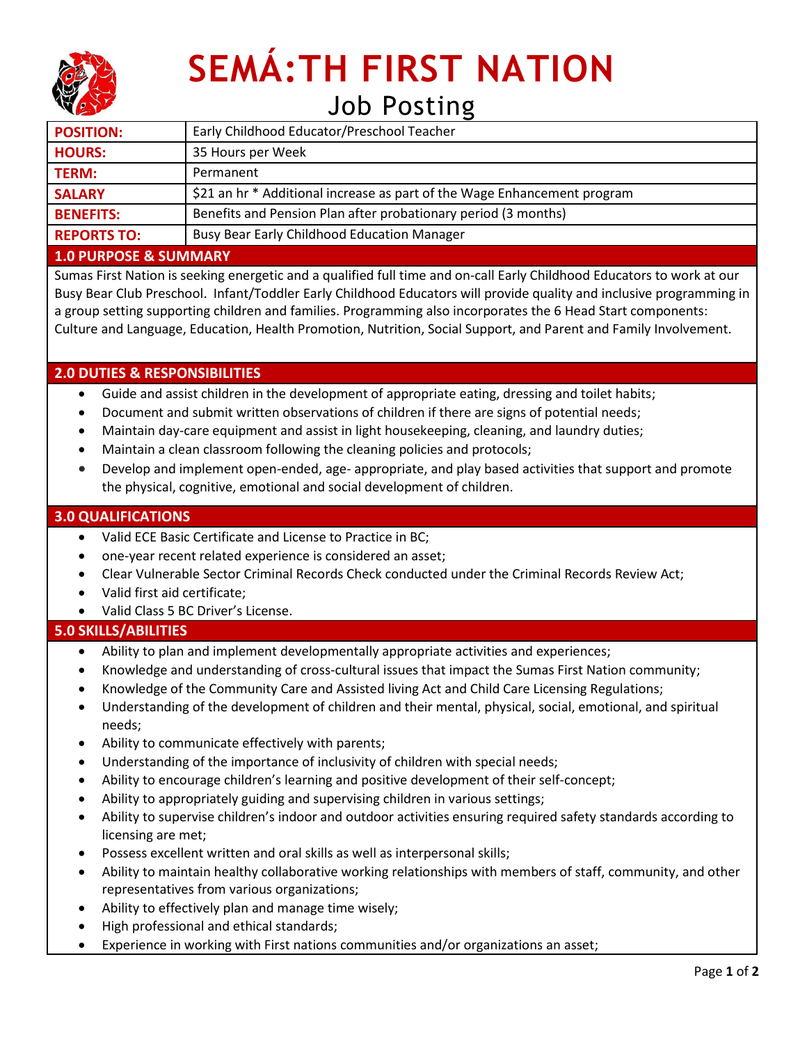# SEMÁ:TH FIRST NATION

## Job Posting

| | |
|---|---|
| **POSITION:** | Early Childhood Educator/Preschool Teacher |
| **HOURS:** | 35 Hours per Week |
| **TERM:** | Permanent |
| **SALARY** | $21 an hr * Additional increase as part of the Wage Enhancement program |
| **BENEFITS:** | Benefits and Pension Plan after probationary period (3 months) |
| **REPORTS TO:** | Busy Bear Early Childhood Education Manager |

### 1.0 PURPOSE & SUMMARY

Sumas First Nation is seeking energetic and a qualified full time and on-call Early Childhood Educators to work at our Busy Bear Club Preschool. Infant/Toddler Early Childhood Educators will provide quality and inclusive programming in a group setting supporting children and families. Programming also incorporates the 6 Head Start components: Culture and Language, Education, Health Promotion, Nutrition, Social Support, and Parent and Family Involvement.

### 2.0 DUTIES & RESPONSIBILITIES

- Guide and assist children in the development of appropriate eating, dressing and toilet habits;
- Document and submit written observations of children if there are signs of potential needs;
- Maintain day-care equipment and assist in light housekeeping, cleaning, and laundry duties;
- Maintain a clean classroom following the cleaning policies and protocols;
- Develop and implement open-ended, age- appropriate, and play based activities that support and promote the physical, cognitive, emotional and social development of children.

### 3.0 QUALIFICATIONS

- Valid ECE Basic Certificate and License to Practice in BC;
- one-year recent related experience is considered an asset;
- Clear Vulnerable Sector Criminal Records Check conducted under the Criminal Records Review Act;
- Valid first aid certificate;
- Valid Class 5 BC Driver's License.

### 5.0 SKILLS/ABILITIES

- Ability to plan and implement developmentally appropriate activities and experiences;
- Knowledge and understanding of cross-cultural issues that impact the Sumas First Nation community;
- Knowledge of the Community Care and Assisted living Act and Child Care Licensing Regulations;
- Understanding of the development of children and their mental, physical, social, emotional, and spiritual needs;
- Ability to communicate effectively with parents;
- Understanding of the importance of inclusivity of children with special needs;
- Ability to encourage children's learning and positive development of their self-concept;
- Ability to appropriately guiding and supervising children in various settings;
- Ability to supervise children's indoor and outdoor activities ensuring required safety standards according to licensing are met;
- Possess excellent written and oral skills as well as interpersonal skills;
- Ability to maintain healthy collaborative working relationships with members of staff, community, and other representatives from various organizations;
- Ability to effectively plan and manage time wisely;
- High professional and ethical standards;
- Experience in working with First nations communities and/or organizations an asset;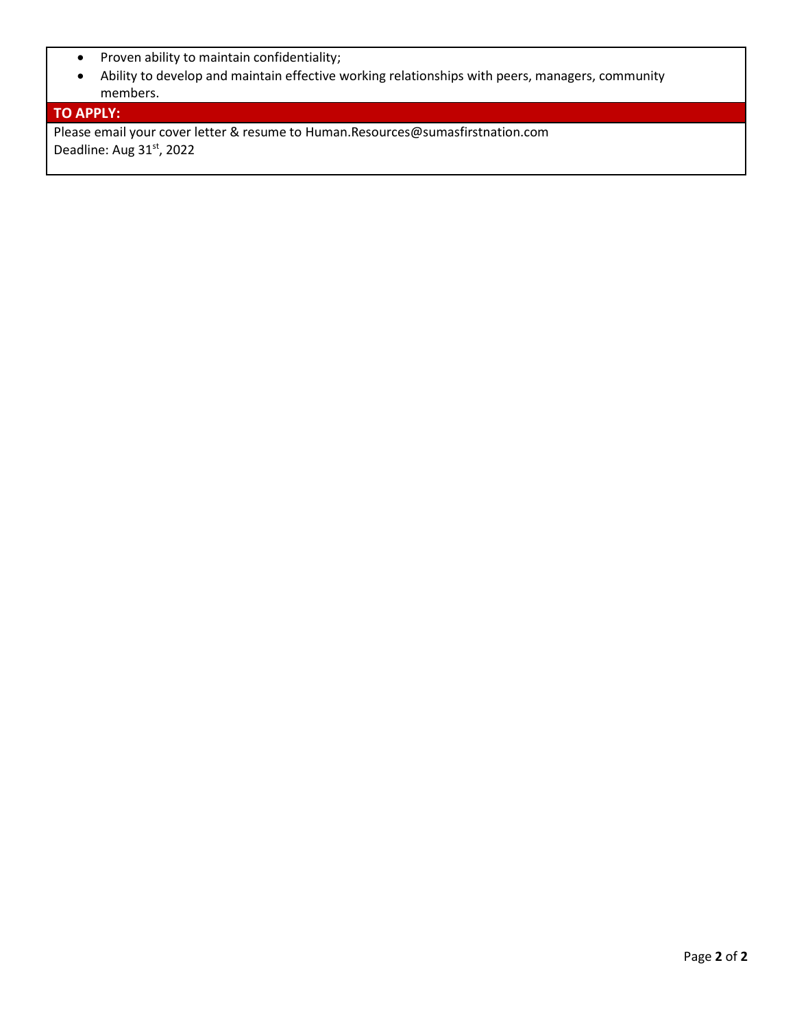- Proven ability to maintain confidentiality;
- Ability to develop and maintain effective working relationships with peers, managers, community members.

## TO APPLY:

Please email your cover letter & resume to Human.Resources@sumasfirstnation.com
Deadline: Aug 31st, 2022